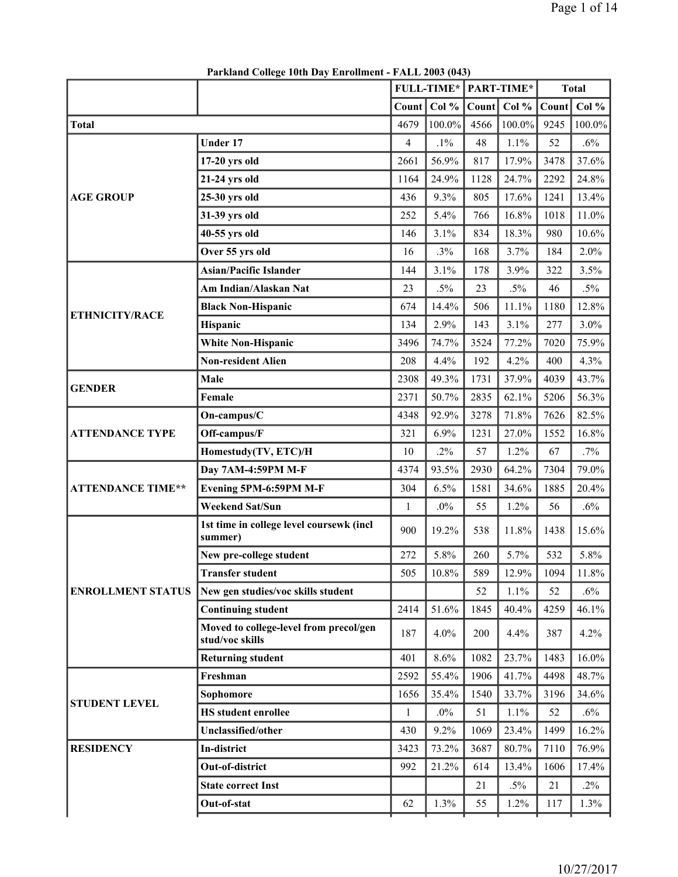## Parkland College 10th Day Enrollment - FALL 2003 (043)

| | | FULL-TIME* | | PART-TIME* | | Total | |
|---|---|---|---|---|---|---|---|
| | | Count | Col % | Count | Col % | Count | Col % |
| **Total** | | 4679 | 100.0% | 4566 | 100.0% | 9245 | 100.0% |
| **AGE GROUP** | **Under 17** | 4 | .1% | 48 | 1.1% | 52 | .6% |
| | **17-20 yrs old** | 2661 | 56.9% | 817 | 17.9% | 3478 | 37.6% |
| | **21-24 yrs old** | 1164 | 24.9% | 1128 | 24.7% | 2292 | 24.8% |
| | **25-30 yrs old** | 436 | 9.3% | 805 | 17.6% | 1241 | 13.4% |
| | **31-39 yrs old** | 252 | 5.4% | 766 | 16.8% | 1018 | 11.0% |
| | **40-55 yrs old** | 146 | 3.1% | 834 | 18.3% | 980 | 10.6% |
| | **Over 55 yrs old** | 16 | .3% | 168 | 3.7% | 184 | 2.0% |
| **ETHNICITY/RACE** | **Asian/Pacific Islander** | 144 | 3.1% | 178 | 3.9% | 322 | 3.5% |
| | **Am Indian/Alaskan Nat** | 23 | .5% | 23 | .5% | 46 | .5% |
| | **Black Non-Hispanic** | 674 | 14.4% | 506 | 11.1% | 1180 | 12.8% |
| | **Hispanic** | 134 | 2.9% | 143 | 3.1% | 277 | 3.0% |
| | **White Non-Hispanic** | 3496 | 74.7% | 3524 | 77.2% | 7020 | 75.9% |
| | **Non-resident Alien** | 208 | 4.4% | 192 | 4.2% | 400 | 4.3% |
| **GENDER** | **Male** | 2308 | 49.3% | 1731 | 37.9% | 4039 | 43.7% |
| | **Female** | 2371 | 50.7% | 2835 | 62.1% | 5206 | 56.3% |
| **ATTENDANCE TYPE** | **On-campus/C** | 4348 | 92.9% | 3278 | 71.8% | 7626 | 82.5% |
| | **Off-campus/F** | 321 | 6.9% | 1231 | 27.0% | 1552 | 16.8% |
| | **Homestudy(TV, ETC)/H** | 10 | .2% | 57 | 1.2% | 67 | .7% |
| **ATTENDANCE TIME\*\*** | **Day 7AM-4:59PM M-F** | 4374 | 93.5% | 2930 | 64.2% | 7304 | 79.0% |
| | **Evening 5PM-6:59PM M-F** | 304 | 6.5% | 1581 | 34.6% | 1885 | 20.4% |
| | **Weekend Sat/Sun** | 1 | .0% | 55 | 1.2% | 56 | .6% |
| **ENROLLMENT STATUS** | **1st time in college level coursewk (incl summer)** | 900 | 19.2% | 538 | 11.8% | 1438 | 15.6% |
| | **New pre-college student** | 272 | 5.8% | 260 | 5.7% | 532 | 5.8% |
| | **Transfer student** | 505 | 10.8% | 589 | 12.9% | 1094 | 11.8% |
| | **New gen studies/voc skills student** | | | 52 | 1.1% | 52 | .6% |
| | **Continuing student** | 2414 | 51.6% | 1845 | 40.4% | 4259 | 46.1% |
| | **Moved to college-level from precol/gen stud/voc skills** | 187 | 4.0% | 200 | 4.4% | 387 | 4.2% |
| | **Returning student** | 401 | 8.6% | 1082 | 23.7% | 1483 | 16.0% |
| **STUDENT LEVEL** | **Freshman** | 2592 | 55.4% | 1906 | 41.7% | 4498 | 48.7% |
| | **Sophomore** | 1656 | 35.4% | 1540 | 33.7% | 3196 | 34.6% |
| | **HS student enrollee** | 1 | .0% | 51 | 1.1% | 52 | .6% |
| | **Unclassified/other** | 430 | 9.2% | 1069 | 23.4% | 1499 | 16.2% |
| **RESIDENCY** | **In-district** | 3423 | 73.2% | 3687 | 80.7% | 7110 | 76.9% |
| | **Out-of-district** | 992 | 21.2% | 614 | 13.4% | 1606 | 17.4% |
| | **State correct Inst** | | | 21 | .5% | 21 | .2% |
| | **Out-of-stat** | 62 | 1.3% | 55 | 1.2% | 117 | 1.3% |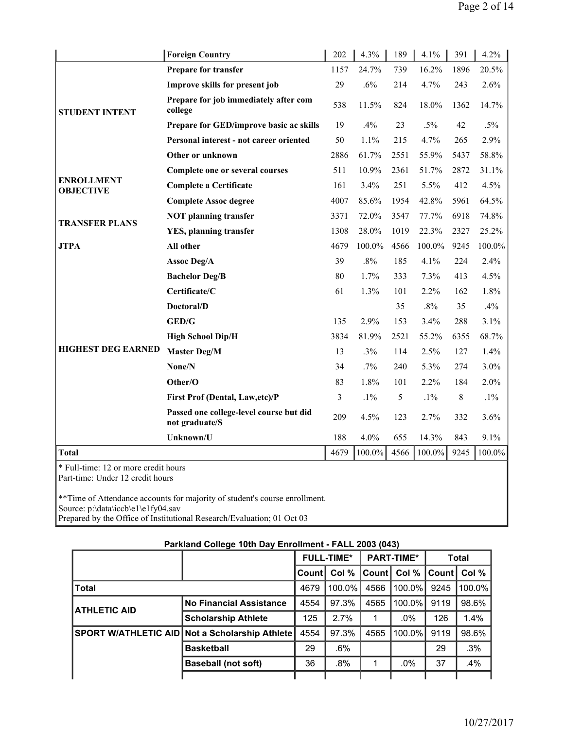| | | | | | | | |
|---|---|---|---|---|---|---|---|
| | **Foreign Country** | 202 | 4.3% | 189 | 4.1% | 391 | 4.2% |
| **STUDENT INTENT** | **Prepare for transfer** | 1157 | 24.7% | 739 | 16.2% | 1896 | 20.5% |
| | **Improve skills for present job** | 29 | .6% | 214 | 4.7% | 243 | 2.6% |
| | **Prepare for job immediately after com college** | 538 | 11.5% | 824 | 18.0% | 1362 | 14.7% |
| | **Prepare for GED/improve basic ac skills** | 19 | .4% | 23 | .5% | 42 | .5% |
| | **Personal interest - not career oriented** | 50 | 1.1% | 215 | 4.7% | 265 | 2.9% |
| | **Other or unknown** | 2886 | 61.7% | 2551 | 55.9% | 5437 | 58.8% |
| **ENROLLMENT OBJECTIVE** | **Complete one or several courses** | 511 | 10.9% | 2361 | 51.7% | 2872 | 31.1% |
| | **Complete a Certificate** | 161 | 3.4% | 251 | 5.5% | 412 | 4.5% |
| | **Complete Assoc degree** | 4007 | 85.6% | 1954 | 42.8% | 5961 | 64.5% |
| **TRANSFER PLANS** | **NOT planning transfer** | 3371 | 72.0% | 3547 | 77.7% | 6918 | 74.8% |
| | **YES, planning transfer** | 1308 | 28.0% | 1019 | 22.3% | 2327 | 25.2% |
| **JTPA** | **All other** | 4679 | 100.0% | 4566 | 100.0% | 9245 | 100.0% |
| **HIGHEST DEG EARNED** | **Assoc Deg/A** | 39 | .8% | 185 | 4.1% | 224 | 2.4% |
| | **Bachelor Deg/B** | 80 | 1.7% | 333 | 7.3% | 413 | 4.5% |
| | **Certificate/C** | 61 | 1.3% | 101 | 2.2% | 162 | 1.8% |
| | **Doctoral/D** | | | 35 | .8% | 35 | .4% |
| | **GED/G** | 135 | 2.9% | 153 | 3.4% | 288 | 3.1% |
| | **High School Dip/H** | 3834 | 81.9% | 2521 | 55.2% | 6355 | 68.7% |
| | **Master Deg/M** | 13 | .3% | 114 | 2.5% | 127 | 1.4% |
| | **None/N** | 34 | .7% | 240 | 5.3% | 274 | 3.0% |
| | **Other/O** | 83 | 1.8% | 101 | 2.2% | 184 | 2.0% |
| | **First Prof (Dental, Law,etc)/P** | 3 | .1% | 5 | .1% | 8 | .1% |
| | **Passed one college-level course but did not graduate/S** | 209 | 4.5% | 123 | 2.7% | 332 | 3.6% |
| | **Unknown/U** | 188 | 4.0% | 655 | 14.3% | 843 | 9.1% |
| **Total** | | 4679 | 100.0% | 4566 | 100.0% | 9245 | 100.0% |

\* Full-time: 12 or more credit hours
Part-time: Under 12 credit hours

\*\*Time of Attendance accounts for majority of student's course enrollment.
Source: p:\data\iccb\e1\e1fy04.sav
Prepared by the Office of Institutional Research/Evaluation; 01 Oct 03

**Parkland College 10th Day Enrollment - FALL 2003 (043)**

| | | FULL-TIME* | | PART-TIME* | | Total | |
|---|---|---|---|---|---|---|---|
| | | **Count** | **Col %** | **Count** | **Col %** | **Count** | **Col %** |
| **Total** | | 4679 | 100.0% | 4566 | 100.0% | 9245 | 100.0% |
| **ATHLETIC AID** | **No Financial Assistance** | 4554 | 97.3% | 4565 | 100.0% | 9119 | 98.6% |
| | **Scholarship Athlete** | 125 | 2.7% | 1 | .0% | 126 | 1.4% |
| **SPORT W/ATHLETIC AID** | **Not a Scholarship Athlete** | 4554 | 97.3% | 4565 | 100.0% | 9119 | 98.6% |
| | **Basketball** | 29 | .6% | | | 29 | .3% |
| | **Baseball (not soft)** | 36 | .8% | 1 | .0% | 37 | .4% |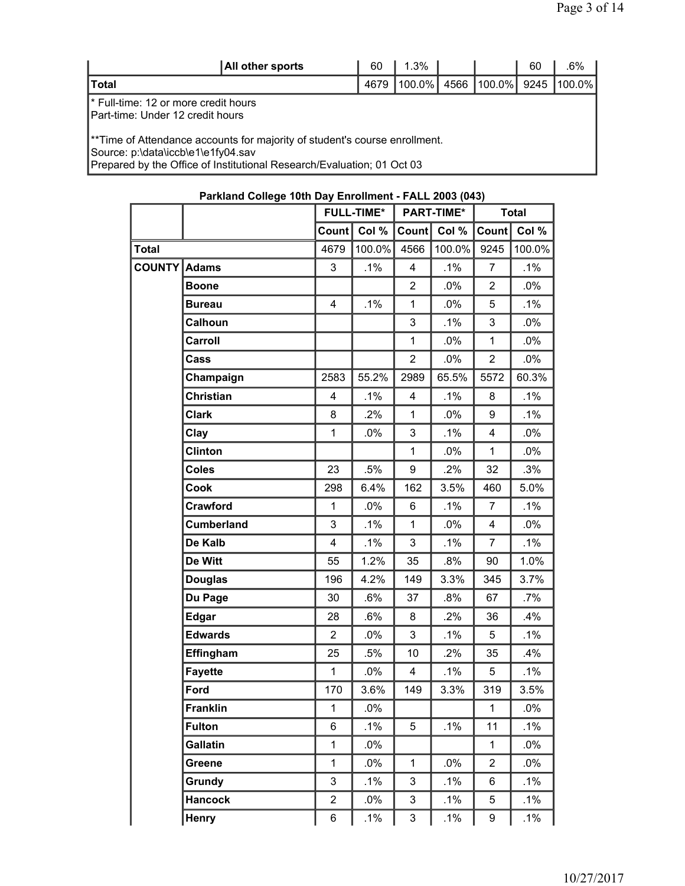| | | | | | | | |
|---|---|---|---|---|---|---|---|
| | All other sports | 60 | 1.3% | | | 60 | .6% |
| Total | | 4679 | 100.0% | 4566 | 100.0% | 9245 | 100.0% |

\* Full-time: 12 or more credit hours
Part-time: Under 12 credit hours

\*\*Time of Attendance accounts for majority of student's course enrollment.
Source: p:\data\iccb\e1\e1fy04.sav
Prepared by the Office of Institutional Research/Evaluation; 01 Oct 03

### Parkland College 10th Day Enrollment - FALL 2003 (043)

| | | FULL-TIME* | | PART-TIME* | | Total | |
|---|---|---|---|---|---|---|---|
| | | Count | Col % | Count | Col % | Count | Col % |
| Total | | 4679 | 100.0% | 4566 | 100.0% | 9245 | 100.0% |
| COUNTY | Adams | 3 | .1% | 4 | .1% | 7 | .1% |
| | Boone | | | 2 | .0% | 2 | .0% |
| | Bureau | 4 | .1% | 1 | .0% | 5 | .1% |
| | Calhoun | | | 3 | .1% | 3 | .0% |
| | Carroll | | | 1 | .0% | 1 | .0% |
| | Cass | | | 2 | .0% | 2 | .0% |
| | Champaign | 2583 | 55.2% | 2989 | 65.5% | 5572 | 60.3% |
| | Christian | 4 | .1% | 4 | .1% | 8 | .1% |
| | Clark | 8 | .2% | 1 | .0% | 9 | .1% |
| | Clay | 1 | .0% | 3 | .1% | 4 | .0% |
| | Clinton | | | 1 | .0% | 1 | .0% |
| | Coles | 23 | .5% | 9 | .2% | 32 | .3% |
| | Cook | 298 | 6.4% | 162 | 3.5% | 460 | 5.0% |
| | Crawford | 1 | .0% | 6 | .1% | 7 | .1% |
| | Cumberland | 3 | .1% | 1 | .0% | 4 | .0% |
| | De Kalb | 4 | .1% | 3 | .1% | 7 | .1% |
| | De Witt | 55 | 1.2% | 35 | .8% | 90 | 1.0% |
| | Douglas | 196 | 4.2% | 149 | 3.3% | 345 | 3.7% |
| | Du Page | 30 | .6% | 37 | .8% | 67 | .7% |
| | Edgar | 28 | .6% | 8 | .2% | 36 | .4% |
| | Edwards | 2 | .0% | 3 | .1% | 5 | .1% |
| | Effingham | 25 | .5% | 10 | .2% | 35 | .4% |
| | Fayette | 1 | .0% | 4 | .1% | 5 | .1% |
| | Ford | 170 | 3.6% | 149 | 3.3% | 319 | 3.5% |
| | Franklin | 1 | .0% | | | 1 | .0% |
| | Fulton | 6 | .1% | 5 | .1% | 11 | .1% |
| | Gallatin | 1 | .0% | | | 1 | .0% |
| | Greene | 1 | .0% | 1 | .0% | 2 | .0% |
| | Grundy | 3 | .1% | 3 | .1% | 6 | .1% |
| | Hancock | 2 | .0% | 3 | .1% | 5 | .1% |
| | Henry | 6 | .1% | 3 | .1% | 9 | .1% |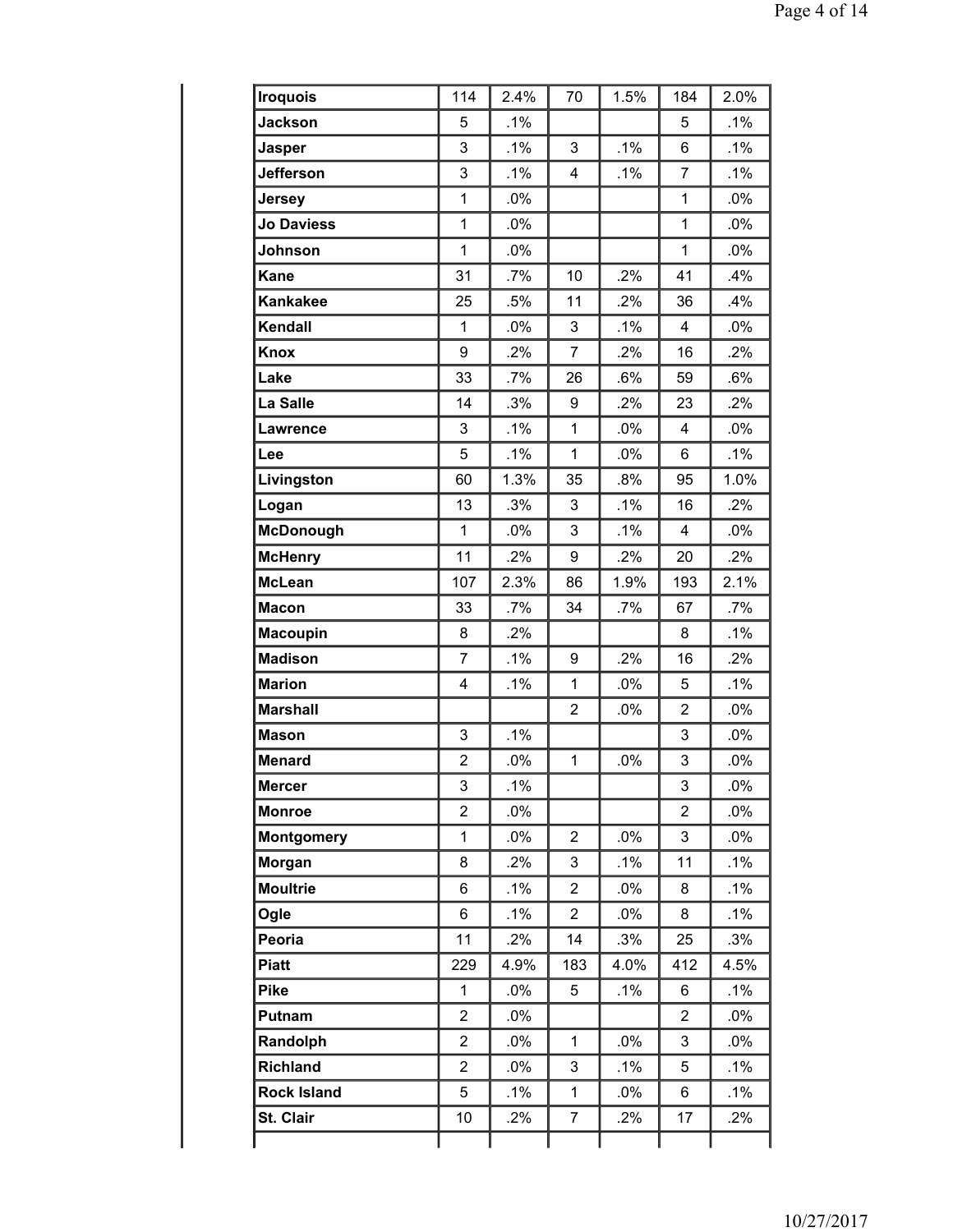| | | | | | | |
|---|---|---|---|---|---|---|
| **Iroquois** | 114 | 2.4% | 70 | 1.5% | 184 | 2.0% |
| **Jackson** | 5 | .1% | | | 5 | .1% |
| **Jasper** | 3 | .1% | 3 | .1% | 6 | .1% |
| **Jefferson** | 3 | .1% | 4 | .1% | 7 | .1% |
| **Jersey** | 1 | .0% | | | 1 | .0% |
| **Jo Daviess** | 1 | .0% | | | 1 | .0% |
| **Johnson** | 1 | .0% | | | 1 | .0% |
| **Kane** | 31 | .7% | 10 | .2% | 41 | .4% |
| **Kankakee** | 25 | .5% | 11 | .2% | 36 | .4% |
| **Kendall** | 1 | .0% | 3 | .1% | 4 | .0% |
| **Knox** | 9 | .2% | 7 | .2% | 16 | .2% |
| **Lake** | 33 | .7% | 26 | .6% | 59 | .6% |
| **La Salle** | 14 | .3% | 9 | .2% | 23 | .2% |
| **Lawrence** | 3 | .1% | 1 | .0% | 4 | .0% |
| **Lee** | 5 | .1% | 1 | .0% | 6 | .1% |
| **Livingston** | 60 | 1.3% | 35 | .8% | 95 | 1.0% |
| **Logan** | 13 | .3% | 3 | .1% | 16 | .2% |
| **McDonough** | 1 | .0% | 3 | .1% | 4 | .0% |
| **McHenry** | 11 | .2% | 9 | .2% | 20 | .2% |
| **McLean** | 107 | 2.3% | 86 | 1.9% | 193 | 2.1% |
| **Macon** | 33 | .7% | 34 | .7% | 67 | .7% |
| **Macoupin** | 8 | .2% | | | 8 | .1% |
| **Madison** | 7 | .1% | 9 | .2% | 16 | .2% |
| **Marion** | 4 | .1% | 1 | .0% | 5 | .1% |
| **Marshall** | | | 2 | .0% | 2 | .0% |
| **Mason** | 3 | .1% | | | 3 | .0% |
| **Menard** | 2 | .0% | 1 | .0% | 3 | .0% |
| **Mercer** | 3 | .1% | | | 3 | .0% |
| **Monroe** | 2 | .0% | | | 2 | .0% |
| **Montgomery** | 1 | .0% | 2 | .0% | 3 | .0% |
| **Morgan** | 8 | .2% | 3 | .1% | 11 | .1% |
| **Moultrie** | 6 | .1% | 2 | .0% | 8 | .1% |
| **Ogle** | 6 | .1% | 2 | .0% | 8 | .1% |
| **Peoria** | 11 | .2% | 14 | .3% | 25 | .3% |
| **Piatt** | 229 | 4.9% | 183 | 4.0% | 412 | 4.5% |
| **Pike** | 1 | .0% | 5 | .1% | 6 | .1% |
| **Putnam** | 2 | .0% | | | 2 | .0% |
| **Randolph** | 2 | .0% | 1 | .0% | 3 | .0% |
| **Richland** | 2 | .0% | 3 | .1% | 5 | .1% |
| **Rock Island** | 5 | .1% | 1 | .0% | 6 | .1% |
| **St. Clair** | 10 | .2% | 7 | .2% | 17 | .2% |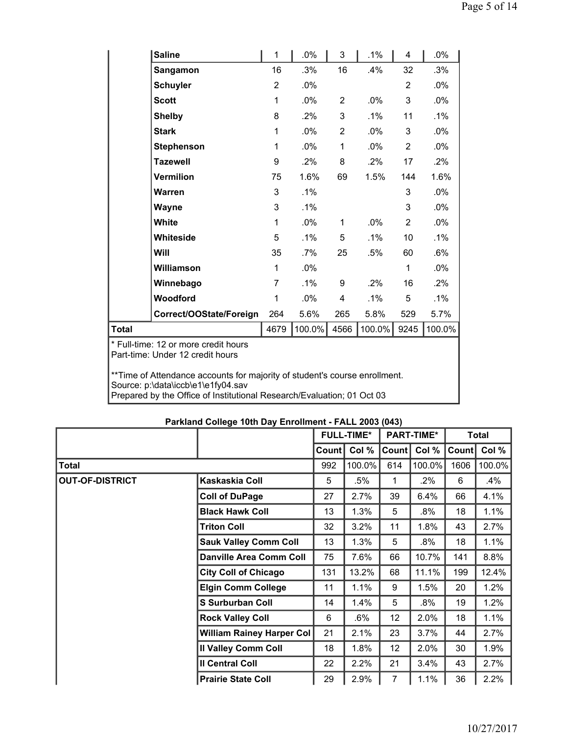| | | Count | Col % | Count | Col % | Count | Col % |
|---|---|---|---|---|---|---|---|
| | Saline | 1 | .0% | 3 | .1% | 4 | .0% |
| | Sangamon | 16 | .3% | 16 | .4% | 32 | .3% |
| | Schuyler | 2 | .0% | | | 2 | .0% |
| | Scott | 1 | .0% | 2 | .0% | 3 | .0% |
| | Shelby | 8 | .2% | 3 | .1% | 11 | .1% |
| | Stark | 1 | .0% | 2 | .0% | 3 | .0% |
| | Stephenson | 1 | .0% | 1 | .0% | 2 | .0% |
| | Tazewell | 9 | .2% | 8 | .2% | 17 | .2% |
| | Vermilion | 75 | 1.6% | 69 | 1.5% | 144 | 1.6% |
| | Warren | 3 | .1% | | | 3 | .0% |
| | Wayne | 3 | .1% | | | 3 | .0% |
| | White | 1 | .0% | 1 | .0% | 2 | .0% |
| | Whiteside | 5 | .1% | 5 | .1% | 10 | .1% |
| | Will | 35 | .7% | 25 | .5% | 60 | .6% |
| | Williamson | 1 | .0% | | | 1 | .0% |
| | Winnebago | 7 | .1% | 9 | .2% | 16 | .2% |
| | Woodford | 1 | .0% | 4 | .1% | 5 | .1% |
| | Correct/OOState/Foreign | 264 | 5.6% | 265 | 5.8% | 529 | 5.7% |
| **Total** | | 4679 | 100.0% | 4566 | 100.0% | 9245 | 100.0% |

\* Full-time: 12 or more credit hours
Part-time: Under 12 credit hours

\*\*Time of Attendance accounts for majority of student's course enrollment.
Source: p:\data\iccb\e1\e1fy04.sav
Prepared by the Office of Institutional Research/Evaluation; 01 Oct 03

## Parkland College 10th Day Enrollment - FALL 2003 (043)

| | | FULL-TIME* | | PART-TIME* | | Total | |
|---|---|---|---|---|---|---|---|
| | | Count | Col % | Count | Col % | Count | Col % |
| **Total** | | 992 | 100.0% | 614 | 100.0% | 1606 | 100.0% |
| **OUT-OF-DISTRICT** | Kaskaskia Coll | 5 | .5% | 1 | .2% | 6 | .4% |
| | Coll of DuPage | 27 | 2.7% | 39 | 6.4% | 66 | 4.1% |
| | Black Hawk Coll | 13 | 1.3% | 5 | .8% | 18 | 1.1% |
| | Triton Coll | 32 | 3.2% | 11 | 1.8% | 43 | 2.7% |
| | Sauk Valley Comm Coll | 13 | 1.3% | 5 | .8% | 18 | 1.1% |
| | Danville Area Comm Coll | 75 | 7.6% | 66 | 10.7% | 141 | 8.8% |
| | City Coll of Chicago | 131 | 13.2% | 68 | 11.1% | 199 | 12.4% |
| | Elgin Comm College | 11 | 1.1% | 9 | 1.5% | 20 | 1.2% |
| | S Surburban Coll | 14 | 1.4% | 5 | .8% | 19 | 1.2% |
| | Rock Valley Coll | 6 | .6% | 12 | 2.0% | 18 | 1.1% |
| | William Rainey Harper Col | 21 | 2.1% | 23 | 3.7% | 44 | 2.7% |
| | Il Valley Comm Coll | 18 | 1.8% | 12 | 2.0% | 30 | 1.9% |
| | Il Central Coll | 22 | 2.2% | 21 | 3.4% | 43 | 2.7% |
| | Prairie State Coll | 29 | 2.9% | 7 | 1.1% | 36 | 2.2% |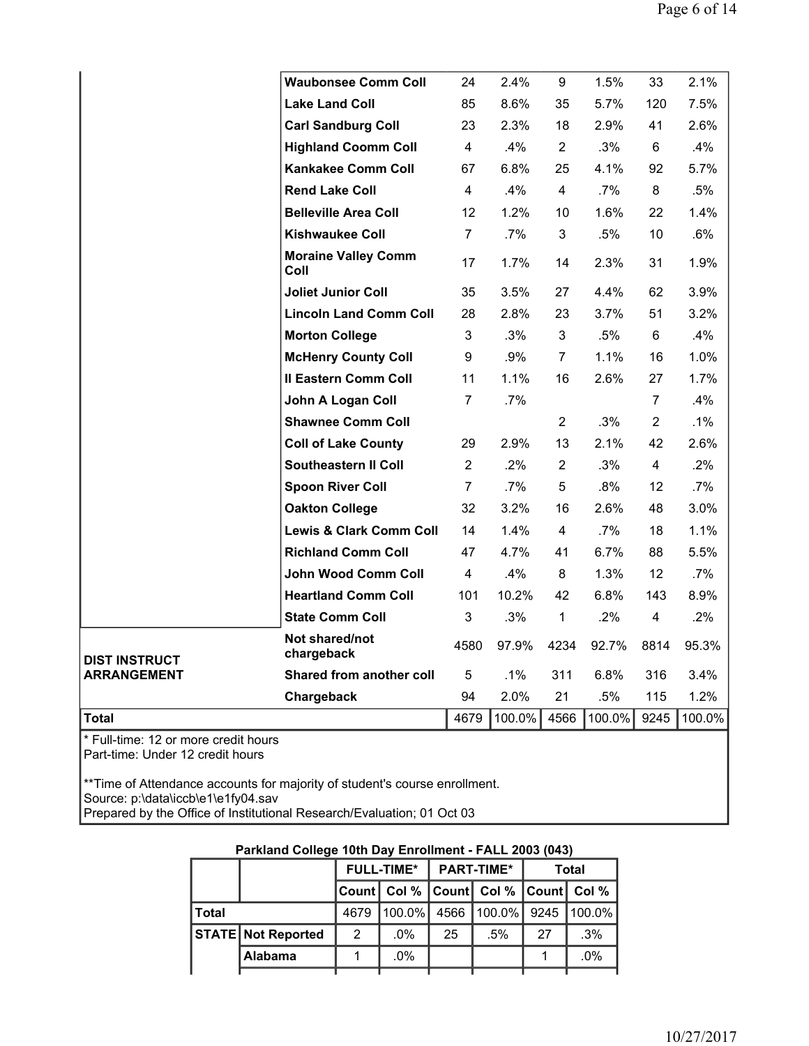| | | | | | | | |
|---|---|---|---|---|---|---|---|
| | **Waubonsee Comm Coll** | 24 | 2.4% | 9 | 1.5% | 33 | 2.1% |
| | **Lake Land Coll** | 85 | 8.6% | 35 | 5.7% | 120 | 7.5% |
| | **Carl Sandburg Coll** | 23 | 2.3% | 18 | 2.9% | 41 | 2.6% |
| | **Highland Coomm Coll** | 4 | .4% | 2 | .3% | 6 | .4% |
| | **Kankakee Comm Coll** | 67 | 6.8% | 25 | 4.1% | 92 | 5.7% |
| | **Rend Lake Coll** | 4 | .4% | 4 | .7% | 8 | .5% |
| | **Belleville Area Coll** | 12 | 1.2% | 10 | 1.6% | 22 | 1.4% |
| | **Kishwaukee Coll** | 7 | .7% | 3 | .5% | 10 | .6% |
| | **Moraine Valley Comm Coll** | 17 | 1.7% | 14 | 2.3% | 31 | 1.9% |
| | **Joliet Junior Coll** | 35 | 3.5% | 27 | 4.4% | 62 | 3.9% |
| | **Lincoln Land Comm Coll** | 28 | 2.8% | 23 | 3.7% | 51 | 3.2% |
| | **Morton College** | 3 | .3% | 3 | .5% | 6 | .4% |
| | **McHenry County Coll** | 9 | .9% | 7 | 1.1% | 16 | 1.0% |
| | **Il Eastern Comm Coll** | 11 | 1.1% | 16 | 2.6% | 27 | 1.7% |
| | **John A Logan Coll** | 7 | .7% | | | 7 | .4% |
| | **Shawnee Comm Coll** | | | 2 | .3% | 2 | .1% |
| | **Coll of Lake County** | 29 | 2.9% | 13 | 2.1% | 42 | 2.6% |
| | **Southeastern Il Coll** | 2 | .2% | 2 | .3% | 4 | .2% |
| | **Spoon River Coll** | 7 | .7% | 5 | .8% | 12 | .7% |
| | **Oakton College** | 32 | 3.2% | 16 | 2.6% | 48 | 3.0% |
| | **Lewis & Clark Comm Coll** | 14 | 1.4% | 4 | .7% | 18 | 1.1% |
| | **Richland Comm Coll** | 47 | 4.7% | 41 | 6.7% | 88 | 5.5% |
| | **John Wood Comm Coll** | 4 | .4% | 8 | 1.3% | 12 | .7% |
| | **Heartland Comm Coll** | 101 | 10.2% | 42 | 6.8% | 143 | 8.9% |
| | **State Comm Coll** | 3 | .3% | 1 | .2% | 4 | .2% |
| **DIST INSTRUCT ARRANGEMENT** | **Not shared/not chargeback** | 4580 | 97.9% | 4234 | 92.7% | 8814 | 95.3% |
| | **Shared from another coll** | 5 | .1% | 311 | 6.8% | 316 | 3.4% |
| | **Chargeback** | 94 | 2.0% | 21 | .5% | 115 | 1.2% |
| **Total** | | 4679 | 100.0% | 4566 | 100.0% | 9245 | 100.0% |

\* Full-time: 12 or more credit hours
Part-time: Under 12 credit hours

\*\*Time of Attendance accounts for majority of student's course enrollment.
Source: p:\data\iccb\e1\e1fy04.sav
Prepared by the Office of Institutional Research/Evaluation; 01 Oct 03

**Parkland College 10th Day Enrollment - FALL 2003 (043)**

| | | FULL-TIME* | | PART-TIME* | | Total | |
|---|---|---|---|---|---|---|---|
| | | Count | Col % | Count | Col % | Count | Col % |
| **Total** | | 4679 | 100.0% | 4566 | 100.0% | 9245 | 100.0% |
| **STATE** | **Not Reported** | 2 | .0% | 25 | .5% | 27 | .3% |
| | **Alabama** | 1 | .0% | | | 1 | .0% |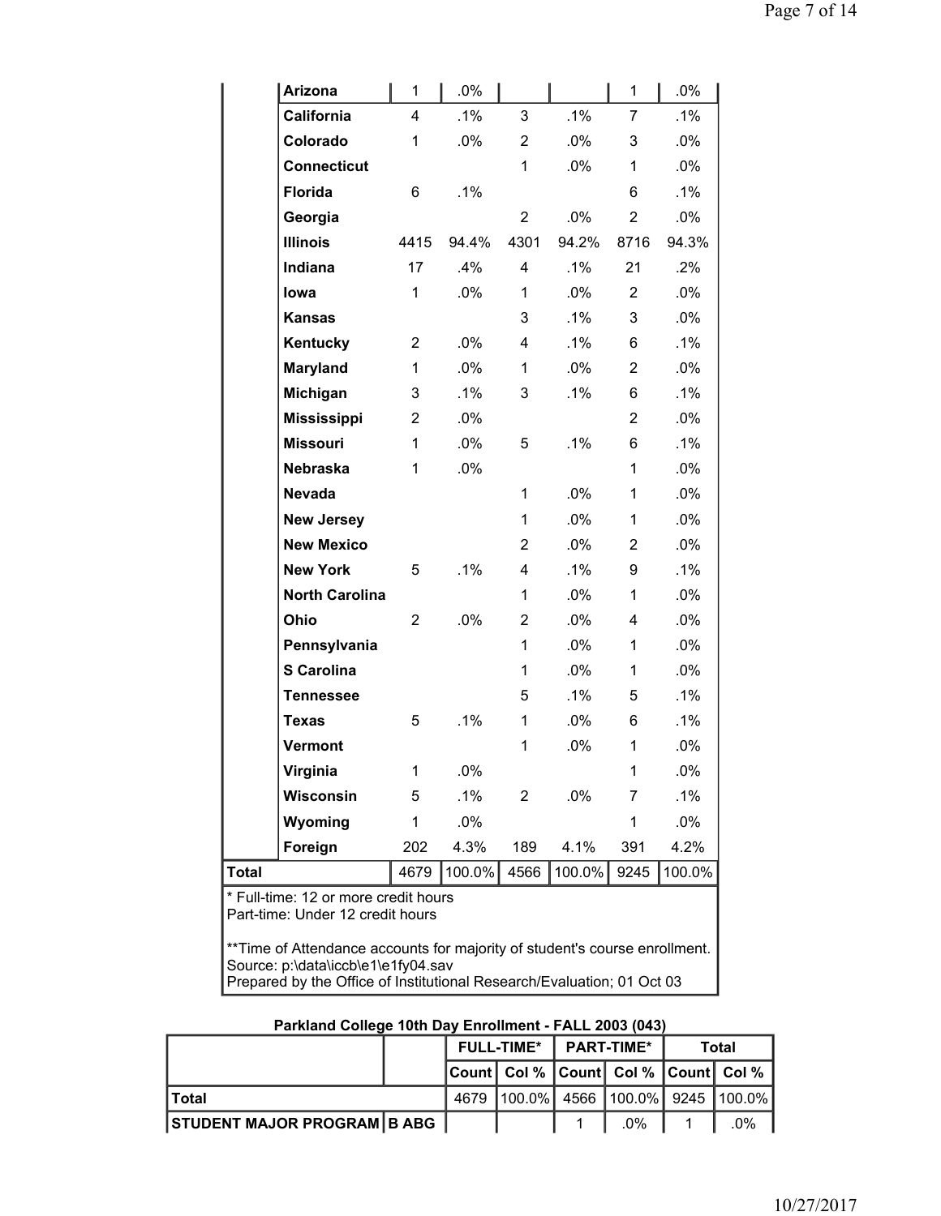| | | Count | Col % | Count | Col % | Count | Col % |
|---|---|---|---|---|---|---|---|
| | **Arizona** | 1 | .0% | | | 1 | .0% |
| | **California** | 4 | .1% | 3 | .1% | 7 | .1% |
| | **Colorado** | 1 | .0% | 2 | .0% | 3 | .0% |
| | **Connecticut** | | | 1 | .0% | 1 | .0% |
| | **Florida** | 6 | .1% | | | 6 | .1% |
| | **Georgia** | | | 2 | .0% | 2 | .0% |
| | **Illinois** | 4415 | 94.4% | 4301 | 94.2% | 8716 | 94.3% |
| | **Indiana** | 17 | .4% | 4 | .1% | 21 | .2% |
| | **Iowa** | 1 | .0% | 1 | .0% | 2 | .0% |
| | **Kansas** | | | 3 | .1% | 3 | .0% |
| | **Kentucky** | 2 | .0% | 4 | .1% | 6 | .1% |
| | **Maryland** | 1 | .0% | 1 | .0% | 2 | .0% |
| | **Michigan** | 3 | .1% | 3 | .1% | 6 | .1% |
| | **Mississippi** | 2 | .0% | | | 2 | .0% |
| | **Missouri** | 1 | .0% | 5 | .1% | 6 | .1% |
| | **Nebraska** | 1 | .0% | | | 1 | .0% |
| | **Nevada** | | | 1 | .0% | 1 | .0% |
| | **New Jersey** | | | 1 | .0% | 1 | .0% |
| | **New Mexico** | | | 2 | .0% | 2 | .0% |
| | **New York** | 5 | .1% | 4 | .1% | 9 | .1% |
| | **North Carolina** | | | 1 | .0% | 1 | .0% |
| | **Ohio** | 2 | .0% | 2 | .0% | 4 | .0% |
| | **Pennsylvania** | | | 1 | .0% | 1 | .0% |
| | **S Carolina** | | | 1 | .0% | 1 | .0% |
| | **Tennessee** | | | 5 | .1% | 5 | .1% |
| | **Texas** | 5 | .1% | 1 | .0% | 6 | .1% |
| | **Vermont** | | | 1 | .0% | 1 | .0% |
| | **Virginia** | 1 | .0% | | | 1 | .0% |
| | **Wisconsin** | 5 | .1% | 2 | .0% | 7 | .1% |
| | **Wyoming** | 1 | .0% | | | 1 | .0% |
| | **Foreign** | 202 | 4.3% | 189 | 4.1% | 391 | 4.2% |
| **Total** | | 4679 | 100.0% | 4566 | 100.0% | 9245 | 100.0% |

* Full-time: 12 or more credit hours
Part-time: Under 12 credit hours

**Time of Attendance accounts for majority of student's course enrollment.
Source: p:\data\iccb\e1\e1fy04.sav
Prepared by the Office of Institutional Research/Evaluation; 01 Oct 03

**Parkland College 10th Day Enrollment - FALL 2003 (043)**

| | | FULL-TIME* | | PART-TIME* | | Total | |
|---|---|---|---|---|---|---|---|
| | | Count | Col % | Count | Col % | Count | Col % |
| **Total** | | 4679 | 100.0% | 4566 | 100.0% | 9245 | 100.0% |
| **STUDENT MAJOR PROGRAM** | **B ABG** | | | 1 | .0% | 1 | .0% |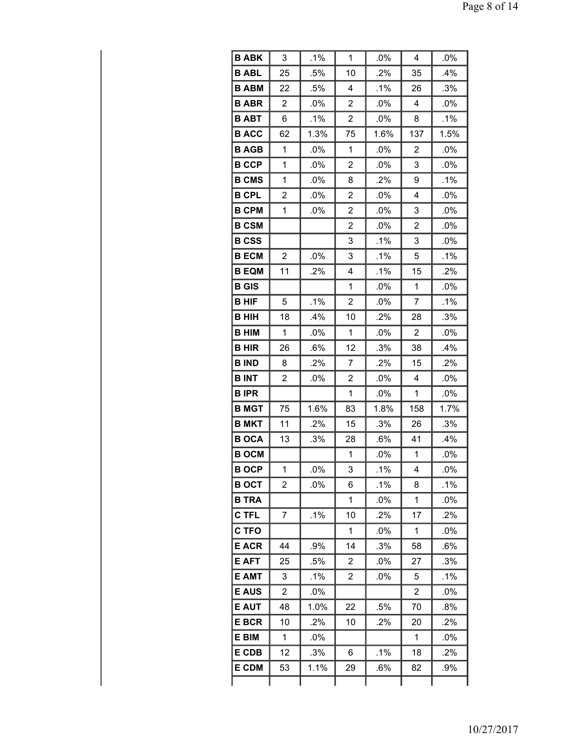| | | | | | | |
|---|---|---|---|---|---|---|
| **B ABK** | 3 | .1% | 1 | .0% | 4 | .0% |
| **B ABL** | 25 | .5% | 10 | .2% | 35 | .4% |
| **B ABM** | 22 | .5% | 4 | .1% | 26 | .3% |
| **B ABR** | 2 | .0% | 2 | .0% | 4 | .0% |
| **B ABT** | 6 | .1% | 2 | .0% | 8 | .1% |
| **B ACC** | 62 | 1.3% | 75 | 1.6% | 137 | 1.5% |
| **B AGB** | 1 | .0% | 1 | .0% | 2 | .0% |
| **B CCP** | 1 | .0% | 2 | .0% | 3 | .0% |
| **B CMS** | 1 | .0% | 8 | .2% | 9 | .1% |
| **B CPL** | 2 | .0% | 2 | .0% | 4 | .0% |
| **B CPM** | 1 | .0% | 2 | .0% | 3 | .0% |
| **B CSM** | | | 2 | .0% | 2 | .0% |
| **B CSS** | | | 3 | .1% | 3 | .0% |
| **B ECM** | 2 | .0% | 3 | .1% | 5 | .1% |
| **B EQM** | 11 | .2% | 4 | .1% | 15 | .2% |
| **B GIS** | | | 1 | .0% | 1 | .0% |
| **B HIF** | 5 | .1% | 2 | .0% | 7 | .1% |
| **B HIH** | 18 | .4% | 10 | .2% | 28 | .3% |
| **B HIM** | 1 | .0% | 1 | .0% | 2 | .0% |
| **B HIR** | 26 | .6% | 12 | .3% | 38 | .4% |
| **B IND** | 8 | .2% | 7 | .2% | 15 | .2% |
| **B INT** | 2 | .0% | 2 | .0% | 4 | .0% |
| **B IPR** | | | 1 | .0% | 1 | .0% |
| **B MGT** | 75 | 1.6% | 83 | 1.8% | 158 | 1.7% |
| **B MKT** | 11 | .2% | 15 | .3% | 26 | .3% |
| **B OCA** | 13 | .3% | 28 | .6% | 41 | .4% |
| **B OCM** | | | 1 | .0% | 1 | .0% |
| **B OCP** | 1 | .0% | 3 | .1% | 4 | .0% |
| **B OCT** | 2 | .0% | 6 | .1% | 8 | .1% |
| **B TRA** | | | 1 | .0% | 1 | .0% |
| **C TFL** | 7 | .1% | 10 | .2% | 17 | .2% |
| **C TFO** | | | 1 | .0% | 1 | .0% |
| **E ACR** | 44 | .9% | 14 | .3% | 58 | .6% |
| **E AFT** | 25 | .5% | 2 | .0% | 27 | .3% |
| **E AMT** | 3 | .1% | 2 | .0% | 5 | .1% |
| **E AUS** | 2 | .0% | | | 2 | .0% |
| **E AUT** | 48 | 1.0% | 22 | .5% | 70 | .8% |
| **E BCR** | 10 | .2% | 10 | .2% | 20 | .2% |
| **E BIM** | 1 | .0% | | | 1 | .0% |
| **E CDB** | 12 | .3% | 6 | .1% | 18 | .2% |
| **E CDM** | 53 | 1.1% | 29 | .6% | 82 | .9% |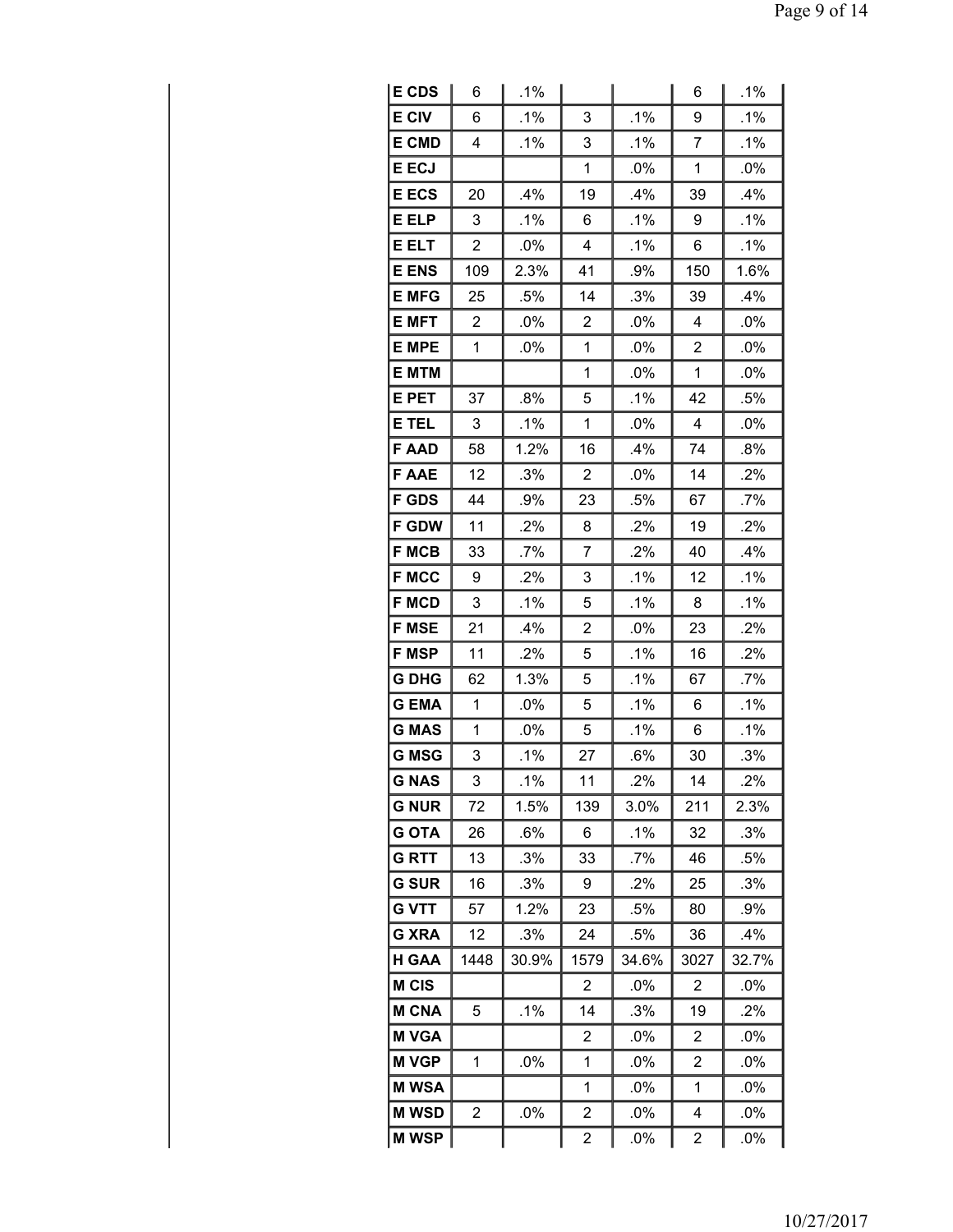| | | | | | | |
|---|---|---|---|---|---|---|
| E CDS | 6 | .1% | | | 6 | .1% |
| E CIV | 6 | .1% | 3 | .1% | 9 | .1% |
| E CMD | 4 | .1% | 3 | .1% | 7 | .1% |
| E ECJ | | | 1 | .0% | 1 | .0% |
| E ECS | 20 | .4% | 19 | .4% | 39 | .4% |
| E ELP | 3 | .1% | 6 | .1% | 9 | .1% |
| E ELT | 2 | .0% | 4 | .1% | 6 | .1% |
| E ENS | 109 | 2.3% | 41 | .9% | 150 | 1.6% |
| E MFG | 25 | .5% | 14 | .3% | 39 | .4% |
| E MFT | 2 | .0% | 2 | .0% | 4 | .0% |
| E MPE | 1 | .0% | 1 | .0% | 2 | .0% |
| E MTM | | | 1 | .0% | 1 | .0% |
| E PET | 37 | .8% | 5 | .1% | 42 | .5% |
| E TEL | 3 | .1% | 1 | .0% | 4 | .0% |
| F AAD | 58 | 1.2% | 16 | .4% | 74 | .8% |
| F AAE | 12 | .3% | 2 | .0% | 14 | .2% |
| F GDS | 44 | .9% | 23 | .5% | 67 | .7% |
| F GDW | 11 | .2% | 8 | .2% | 19 | .2% |
| F MCB | 33 | .7% | 7 | .2% | 40 | .4% |
| F MCC | 9 | .2% | 3 | .1% | 12 | .1% |
| F MCD | 3 | .1% | 5 | .1% | 8 | .1% |
| F MSE | 21 | .4% | 2 | .0% | 23 | .2% |
| F MSP | 11 | .2% | 5 | .1% | 16 | .2% |
| G DHG | 62 | 1.3% | 5 | .1% | 67 | .7% |
| G EMA | 1 | .0% | 5 | .1% | 6 | .1% |
| G MAS | 1 | .0% | 5 | .1% | 6 | .1% |
| G MSG | 3 | .1% | 27 | .6% | 30 | .3% |
| G NAS | 3 | .1% | 11 | .2% | 14 | .2% |
| G NUR | 72 | 1.5% | 139 | 3.0% | 211 | 2.3% |
| G OTA | 26 | .6% | 6 | .1% | 32 | .3% |
| G RTT | 13 | .3% | 33 | .7% | 46 | .5% |
| G SUR | 16 | .3% | 9 | .2% | 25 | .3% |
| G VTT | 57 | 1.2% | 23 | .5% | 80 | .9% |
| G XRA | 12 | .3% | 24 | .5% | 36 | .4% |
| H GAA | 1448 | 30.9% | 1579 | 34.6% | 3027 | 32.7% |
| M CIS | | | 2 | .0% | 2 | .0% |
| M CNA | 5 | .1% | 14 | .3% | 19 | .2% |
| M VGA | | | 2 | .0% | 2 | .0% |
| M VGP | 1 | .0% | 1 | .0% | 2 | .0% |
| M WSA | | | 1 | .0% | 1 | .0% |
| M WSD | 2 | .0% | 2 | .0% | 4 | .0% |
| M WSP | | | 2 | .0% | 2 | .0% |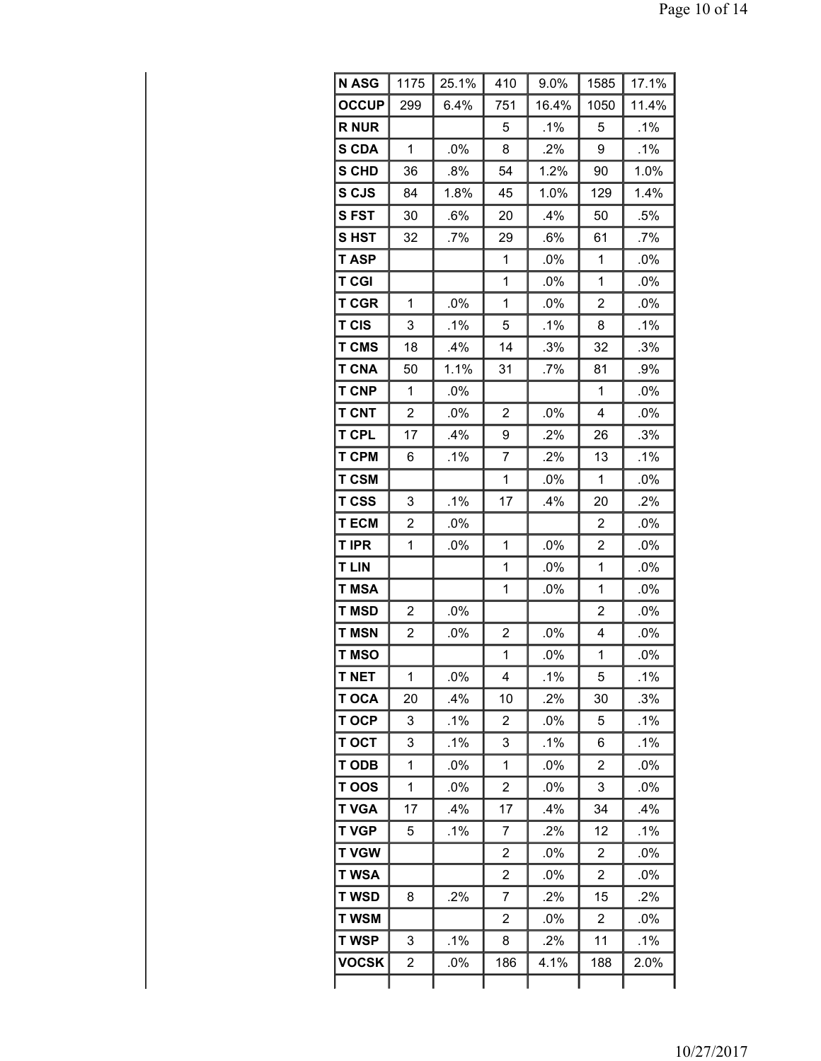| | | | | | | |
|---|---|---|---|---|---|---|
| **N ASG** | 1175 | 25.1% | 410 | 9.0% | 1585 | 17.1% |
| **OCCUP** | 299 | 6.4% | 751 | 16.4% | 1050 | 11.4% |
| **R NUR** | | | 5 | .1% | 5 | .1% |
| **S CDA** | 1 | .0% | 8 | .2% | 9 | .1% |
| **S CHD** | 36 | .8% | 54 | 1.2% | 90 | 1.0% |
| **S CJS** | 84 | 1.8% | 45 | 1.0% | 129 | 1.4% |
| **S FST** | 30 | .6% | 20 | .4% | 50 | .5% |
| **S HST** | 32 | .7% | 29 | .6% | 61 | .7% |
| **T ASP** | | | 1 | .0% | 1 | .0% |
| **T CGI** | | | 1 | .0% | 1 | .0% |
| **T CGR** | 1 | .0% | 1 | .0% | 2 | .0% |
| **T CIS** | 3 | .1% | 5 | .1% | 8 | .1% |
| **T CMS** | 18 | .4% | 14 | .3% | 32 | .3% |
| **T CNA** | 50 | 1.1% | 31 | .7% | 81 | .9% |
| **T CNP** | 1 | .0% | | | 1 | .0% |
| **T CNT** | 2 | .0% | 2 | .0% | 4 | .0% |
| **T CPL** | 17 | .4% | 9 | .2% | 26 | .3% |
| **T CPM** | 6 | .1% | 7 | .2% | 13 | .1% |
| **T CSM** | | | 1 | .0% | 1 | .0% |
| **T CSS** | 3 | .1% | 17 | .4% | 20 | .2% |
| **T ECM** | 2 | .0% | | | 2 | .0% |
| **T IPR** | 1 | .0% | 1 | .0% | 2 | .0% |
| **T LIN** | | | 1 | .0% | 1 | .0% |
| **T MSA** | | | 1 | .0% | 1 | .0% |
| **T MSD** | 2 | .0% | | | 2 | .0% |
| **T MSN** | 2 | .0% | 2 | .0% | 4 | .0% |
| **T MSO** | | | 1 | .0% | 1 | .0% |
| **T NET** | 1 | .0% | 4 | .1% | 5 | .1% |
| **T OCA** | 20 | .4% | 10 | .2% | 30 | .3% |
| **T OCP** | 3 | .1% | 2 | .0% | 5 | .1% |
| **T OCT** | 3 | .1% | 3 | .1% | 6 | .1% |
| **T ODB** | 1 | .0% | 1 | .0% | 2 | .0% |
| **T OOS** | 1 | .0% | 2 | .0% | 3 | .0% |
| **T VGA** | 17 | .4% | 17 | .4% | 34 | .4% |
| **T VGP** | 5 | .1% | 7 | .2% | 12 | .1% |
| **T VGW** | | | 2 | .0% | 2 | .0% |
| **T WSA** | | | 2 | .0% | 2 | .0% |
| **T WSD** | 8 | .2% | 7 | .2% | 15 | .2% |
| **T WSM** | | | 2 | .0% | 2 | .0% |
| **T WSP** | 3 | .1% | 8 | .2% | 11 | .1% |
| **VOCSK** | 2 | .0% | 186 | 4.1% | 188 | 2.0% |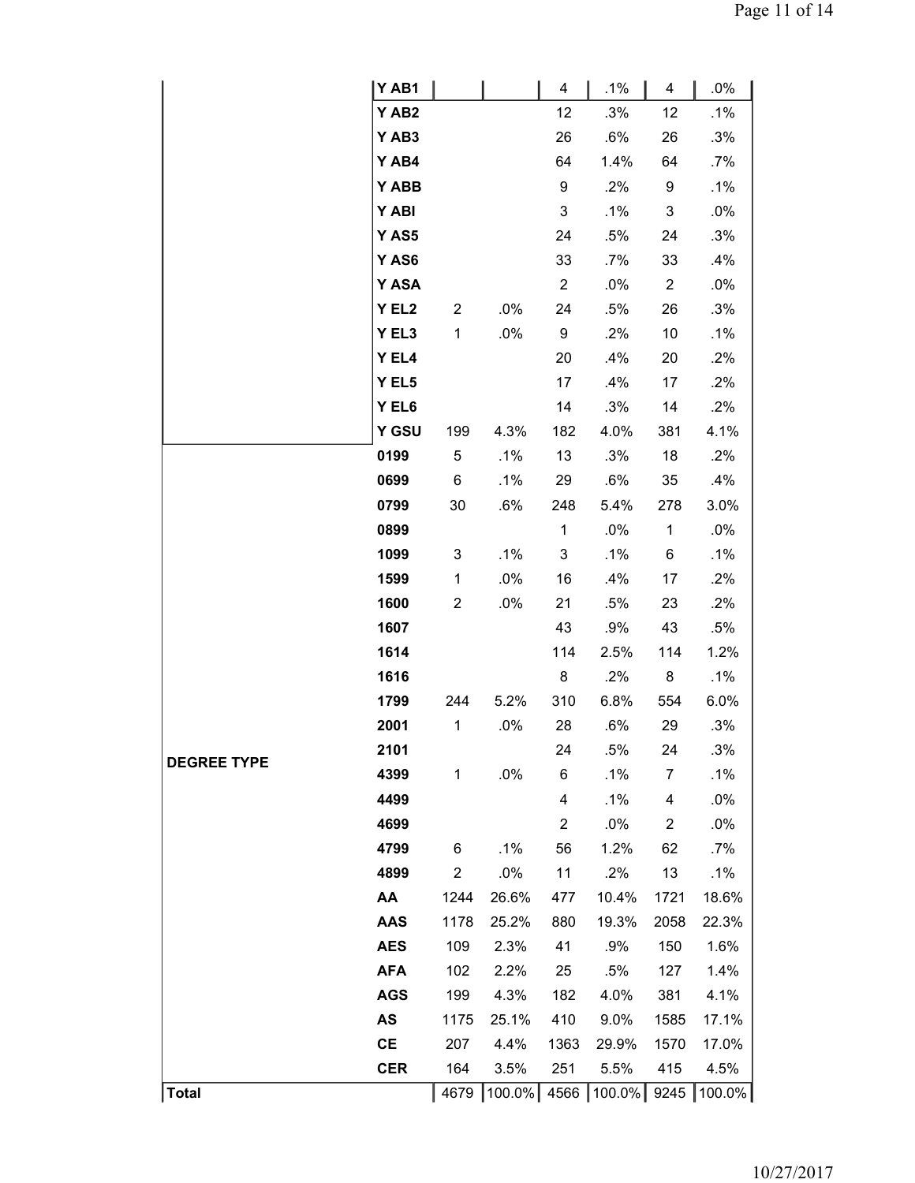| | | | | | | | |
|---|---|---|---|---|---|---|---|
| | Y AB1 | | | 4 | .1% | 4 | .0% |
| | Y AB2 | | | 12 | .3% | 12 | .1% |
| | Y AB3 | | | 26 | .6% | 26 | .3% |
| | Y AB4 | | | 64 | 1.4% | 64 | .7% |
| | Y ABB | | | 9 | .2% | 9 | .1% |
| | Y ABI | | | 3 | .1% | 3 | .0% |
| | Y AS5 | | | 24 | .5% | 24 | .3% |
| | Y AS6 | | | 33 | .7% | 33 | .4% |
| | Y ASA | | | 2 | .0% | 2 | .0% |
| | Y EL2 | 2 | .0% | 24 | .5% | 26 | .3% |
| | Y EL3 | 1 | .0% | 9 | .2% | 10 | .1% |
| | Y EL4 | | | 20 | .4% | 20 | .2% |
| | Y EL5 | | | 17 | .4% | 17 | .2% |
| | Y EL6 | | | 14 | .3% | 14 | .2% |
| | Y GSU | 199 | 4.3% | 182 | 4.0% | 381 | 4.1% |
| DEGREE TYPE | 0199 | 5 | .1% | 13 | .3% | 18 | .2% |
| | 0699 | 6 | .1% | 29 | .6% | 35 | .4% |
| | 0799 | 30 | .6% | 248 | 5.4% | 278 | 3.0% |
| | 0899 | | | 1 | .0% | 1 | .0% |
| | 1099 | 3 | .1% | 3 | .1% | 6 | .1% |
| | 1599 | 1 | .0% | 16 | .4% | 17 | .2% |
| | 1600 | 2 | .0% | 21 | .5% | 23 | .2% |
| | 1607 | | | 43 | .9% | 43 | .5% |
| | 1614 | | | 114 | 2.5% | 114 | 1.2% |
| | 1616 | | | 8 | .2% | 8 | .1% |
| | 1799 | 244 | 5.2% | 310 | 6.8% | 554 | 6.0% |
| | 2001 | 1 | .0% | 28 | .6% | 29 | .3% |
| | 2101 | | | 24 | .5% | 24 | .3% |
| | 4399 | 1 | .0% | 6 | .1% | 7 | .1% |
| | 4499 | | | 4 | .1% | 4 | .0% |
| | 4699 | | | 2 | .0% | 2 | .0% |
| | 4799 | 6 | .1% | 56 | 1.2% | 62 | .7% |
| | 4899 | 2 | .0% | 11 | .2% | 13 | .1% |
| | AA | 1244 | 26.6% | 477 | 10.4% | 1721 | 18.6% |
| | AAS | 1178 | 25.2% | 880 | 19.3% | 2058 | 22.3% |
| | AES | 109 | 2.3% | 41 | .9% | 150 | 1.6% |
| | AFA | 102 | 2.2% | 25 | .5% | 127 | 1.4% |
| | AGS | 199 | 4.3% | 182 | 4.0% | 381 | 4.1% |
| | AS | 1175 | 25.1% | 410 | 9.0% | 1585 | 17.1% |
| | CE | 207 | 4.4% | 1363 | 29.9% | 1570 | 17.0% |
| | CER | 164 | 3.5% | 251 | 5.5% | 415 | 4.5% |
| Total | | 4679 | 100.0% | 4566 | 100.0% | 9245 | 100.0% |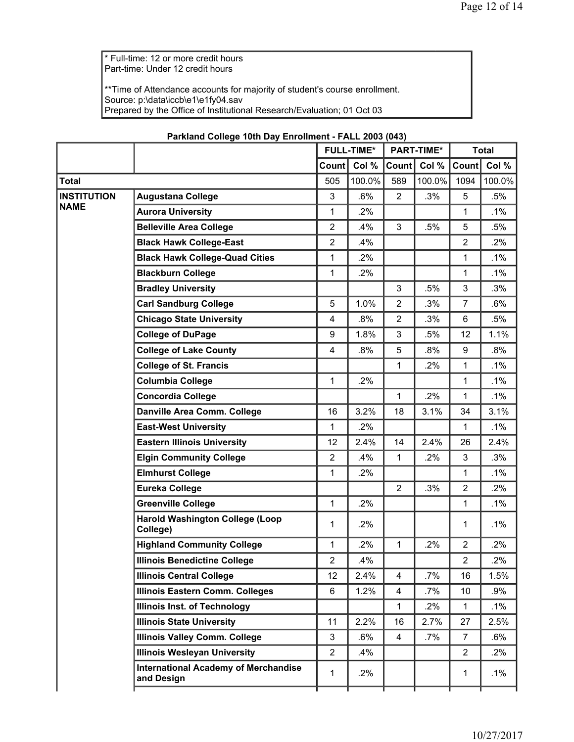* Full-time: 12 or more credit hours
Part-time: Under 12 credit hours

**Time of Attendance accounts for majority of student's course enrollment.
Source: p:\data\iccb\e1\e1fy04.sav
Prepared by the Office of Institutional Research/Evaluation; 01 Oct 03

**Parkland College 10th Day Enrollment - FALL 2003 (043)**

| | | FULL-TIME* | | PART-TIME* | | Total | |
|---|---|---|---|---|---|---|---|
| | | Count | Col % | Count | Col % | Count | Col % |
| **Total** | | 505 | 100.0% | 589 | 100.0% | 1094 | 100.0% |
| **INSTITUTION NAME** | **Augustana College** | 3 | .6% | 2 | .3% | 5 | .5% |
| | **Aurora University** | 1 | .2% | | | 1 | .1% |
| | **Belleville Area College** | 2 | .4% | 3 | .5% | 5 | .5% |
| | **Black Hawk College-East** | 2 | .4% | | | 2 | .2% |
| | **Black Hawk College-Quad Cities** | 1 | .2% | | | 1 | .1% |
| | **Blackburn College** | 1 | .2% | | | 1 | .1% |
| | **Bradley University** | | | 3 | .5% | 3 | .3% |
| | **Carl Sandburg College** | 5 | 1.0% | 2 | .3% | 7 | .6% |
| | **Chicago State University** | 4 | .8% | 2 | .3% | 6 | .5% |
| | **College of DuPage** | 9 | 1.8% | 3 | .5% | 12 | 1.1% |
| | **College of Lake County** | 4 | .8% | 5 | .8% | 9 | .8% |
| | **College of St. Francis** | | | 1 | .2% | 1 | .1% |
| | **Columbia College** | 1 | .2% | | | 1 | .1% |
| | **Concordia College** | | | 1 | .2% | 1 | .1% |
| | **Danville Area Comm. College** | 16 | 3.2% | 18 | 3.1% | 34 | 3.1% |
| | **East-West University** | 1 | .2% | | | 1 | .1% |
| | **Eastern Illinois University** | 12 | 2.4% | 14 | 2.4% | 26 | 2.4% |
| | **Elgin Community College** | 2 | .4% | 1 | .2% | 3 | .3% |
| | **Elmhurst College** | 1 | .2% | | | 1 | .1% |
| | **Eureka College** | | | 2 | .3% | 2 | .2% |
| | **Greenville College** | 1 | .2% | | | 1 | .1% |
| | **Harold Washington College (Loop College)** | 1 | .2% | | | 1 | .1% |
| | **Highland Community College** | 1 | .2% | 1 | .2% | 2 | .2% |
| | **Illinois Benedictine College** | 2 | .4% | | | 2 | .2% |
| | **Illinois Central College** | 12 | 2.4% | 4 | .7% | 16 | 1.5% |
| | **Illinois Eastern Comm. Colleges** | 6 | 1.2% | 4 | .7% | 10 | .9% |
| | **Illinois Inst. of Technology** | | | 1 | .2% | 1 | .1% |
| | **Illinois State University** | 11 | 2.2% | 16 | 2.7% | 27 | 2.5% |
| | **Illinois Valley Comm. College** | 3 | .6% | 4 | .7% | 7 | .6% |
| | **Illinois Wesleyan University** | 2 | .4% | | | 2 | .2% |
| | **International Academy of Merchandise and Design** | 1 | .2% | | | 1 | .1% |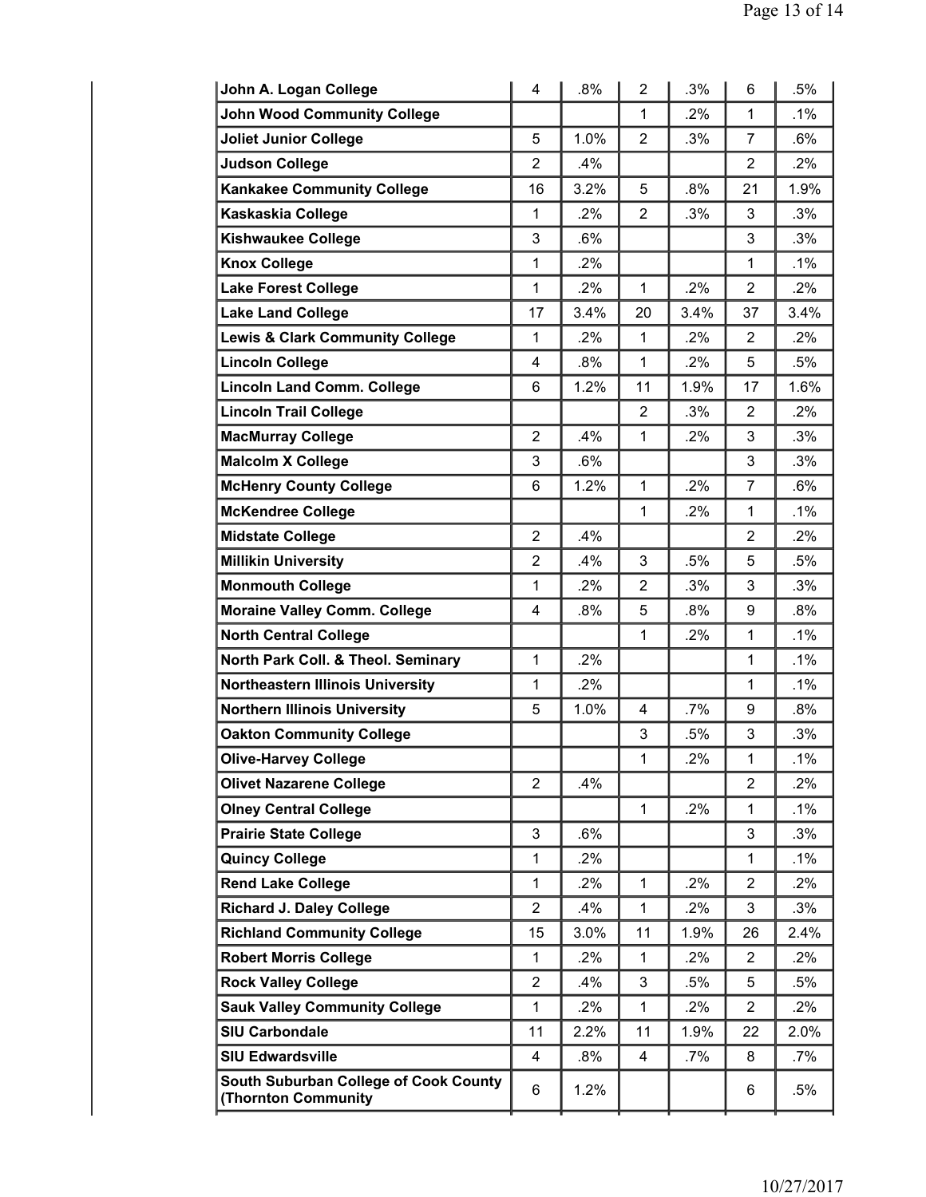| | | | | | | |
|---|---|---|---|---|---|---|
| **John A. Logan College** | 4 | .8% | 2 | .3% | 6 | .5% |
| **John Wood Community College** | | | 1 | .2% | 1 | .1% |
| **Joliet Junior College** | 5 | 1.0% | 2 | .3% | 7 | .6% |
| **Judson College** | 2 | .4% | | | 2 | .2% |
| **Kankakee Community College** | 16 | 3.2% | 5 | .8% | 21 | 1.9% |
| **Kaskaskia College** | 1 | .2% | 2 | .3% | 3 | .3% |
| **Kishwaukee College** | 3 | .6% | | | 3 | .3% |
| **Knox College** | 1 | .2% | | | 1 | .1% |
| **Lake Forest College** | 1 | .2% | 1 | .2% | 2 | .2% |
| **Lake Land College** | 17 | 3.4% | 20 | 3.4% | 37 | 3.4% |
| **Lewis & Clark Community College** | 1 | .2% | 1 | .2% | 2 | .2% |
| **Lincoln College** | 4 | .8% | 1 | .2% | 5 | .5% |
| **Lincoln Land Comm. College** | 6 | 1.2% | 11 | 1.9% | 17 | 1.6% |
| **Lincoln Trail College** | | | 2 | .3% | 2 | .2% |
| **MacMurray College** | 2 | .4% | 1 | .2% | 3 | .3% |
| **Malcolm X College** | 3 | .6% | | | 3 | .3% |
| **McHenry County College** | 6 | 1.2% | 1 | .2% | 7 | .6% |
| **McKendree College** | | | 1 | .2% | 1 | .1% |
| **Midstate College** | 2 | .4% | | | 2 | .2% |
| **Millikin University** | 2 | .4% | 3 | .5% | 5 | .5% |
| **Monmouth College** | 1 | .2% | 2 | .3% | 3 | .3% |
| **Moraine Valley Comm. College** | 4 | .8% | 5 | .8% | 9 | .8% |
| **North Central College** | | | 1 | .2% | 1 | .1% |
| **North Park Coll. & Theol. Seminary** | 1 | .2% | | | 1 | .1% |
| **Northeastern Illinois University** | 1 | .2% | | | 1 | .1% |
| **Northern Illinois University** | 5 | 1.0% | 4 | .7% | 9 | .8% |
| **Oakton Community College** | | | 3 | .5% | 3 | .3% |
| **Olive-Harvey College** | | | 1 | .2% | 1 | .1% |
| **Olivet Nazarene College** | 2 | .4% | | | 2 | .2% |
| **Olney Central College** | | | 1 | .2% | 1 | .1% |
| **Prairie State College** | 3 | .6% | | | 3 | .3% |
| **Quincy College** | 1 | .2% | | | 1 | .1% |
| **Rend Lake College** | 1 | .2% | 1 | .2% | 2 | .2% |
| **Richard J. Daley College** | 2 | .4% | 1 | .2% | 3 | .3% |
| **Richland Community College** | 15 | 3.0% | 11 | 1.9% | 26 | 2.4% |
| **Robert Morris College** | 1 | .2% | 1 | .2% | 2 | .2% |
| **Rock Valley College** | 2 | .4% | 3 | .5% | 5 | .5% |
| **Sauk Valley Community College** | 1 | .2% | 1 | .2% | 2 | .2% |
| **SIU Carbondale** | 11 | 2.2% | 11 | 1.9% | 22 | 2.0% |
| **SIU Edwardsville** | 4 | .8% | 4 | .7% | 8 | .7% |
| **South Suburban College of Cook County (Thornton Community** | 6 | 1.2% | | | 6 | .5% |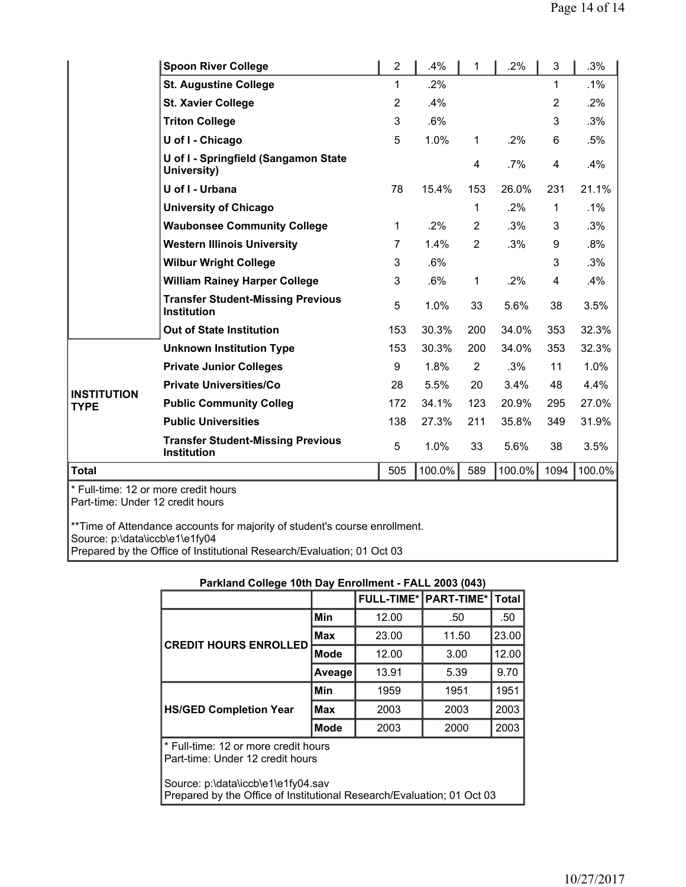| | | | | | | | |
|---|---|---|---|---|---|---|---|
| | **Spoon River College** | 2 | .4% | 1 | .2% | 3 | .3% |
| | **St. Augustine College** | 1 | .2% | | | 1 | .1% |
| | **St. Xavier College** | 2 | .4% | | | 2 | .2% |
| | **Triton College** | 3 | .6% | | | 3 | .3% |
| | **U of I - Chicago** | 5 | 1.0% | 1 | .2% | 6 | .5% |
| | **U of I - Springfield (Sangamon State University)** | | | 4 | .7% | 4 | .4% |
| | **U of I - Urbana** | 78 | 15.4% | 153 | 26.0% | 231 | 21.1% |
| | **University of Chicago** | | | 1 | .2% | 1 | .1% |
| | **Waubonsee Community College** | 1 | .2% | 2 | .3% | 3 | .3% |
| | **Western Illinois University** | 7 | 1.4% | 2 | .3% | 9 | .8% |
| | **Wilbur Wright College** | 3 | .6% | | | 3 | .3% |
| | **William Rainey Harper College** | 3 | .6% | 1 | .2% | 4 | .4% |
| | **Transfer Student-Missing Previous Institution** | 5 | 1.0% | 33 | 5.6% | 38 | 3.5% |
| | **Out of State Institution** | 153 | 30.3% | 200 | 34.0% | 353 | 32.3% |
| **INSTITUTION TYPE** | **Unknown Institution Type** | 153 | 30.3% | 200 | 34.0% | 353 | 32.3% |
| | **Private Junior Colleges** | 9 | 1.8% | 2 | .3% | 11 | 1.0% |
| | **Private Universities/Co** | 28 | 5.5% | 20 | 3.4% | 48 | 4.4% |
| | **Public Community Colleg** | 172 | 34.1% | 123 | 20.9% | 295 | 27.0% |
| | **Public Universities** | 138 | 27.3% | 211 | 35.8% | 349 | 31.9% |
| | **Transfer Student-Missing Previous Institution** | 5 | 1.0% | 33 | 5.6% | 38 | 3.5% |
| **Total** | | 505 | 100.0% | 589 | 100.0% | 1094 | 100.0% |

\* Full-time: 12 or more credit hours
Part-time: Under 12 credit hours

\*\*Time of Attendance accounts for majority of student's course enrollment.
Source: p:\data\iccb\e1\e1fy04
Prepared by the Office of Institutional Research/Evaluation; 01 Oct 03

**Parkland College 10th Day Enrollment - FALL 2003 (043)**

| | | FULL-TIME* | PART-TIME* | Total |
|---|---|---|---|---|
| **CREDIT HOURS ENROLLED** | **Min** | 12.00 | .50 | .50 |
| | **Max** | 23.00 | 11.50 | 23.00 |
| | **Mode** | 12.00 | 3.00 | 12.00 |
| | **Aveage** | 13.91 | 5.39 | 9.70 |
| **HS/GED Completion Year** | **Min** | 1959 | 1951 | 1951 |
| | **Max** | 2003 | 2003 | 2003 |
| | **Mode** | 2003 | 2000 | 2003 |

\* Full-time: 12 or more credit hours
Part-time: Under 12 credit hours

Source: p:\data\iccb\e1\e1fy04.sav
Prepared by the Office of Institutional Research/Evaluation; 01 Oct 03